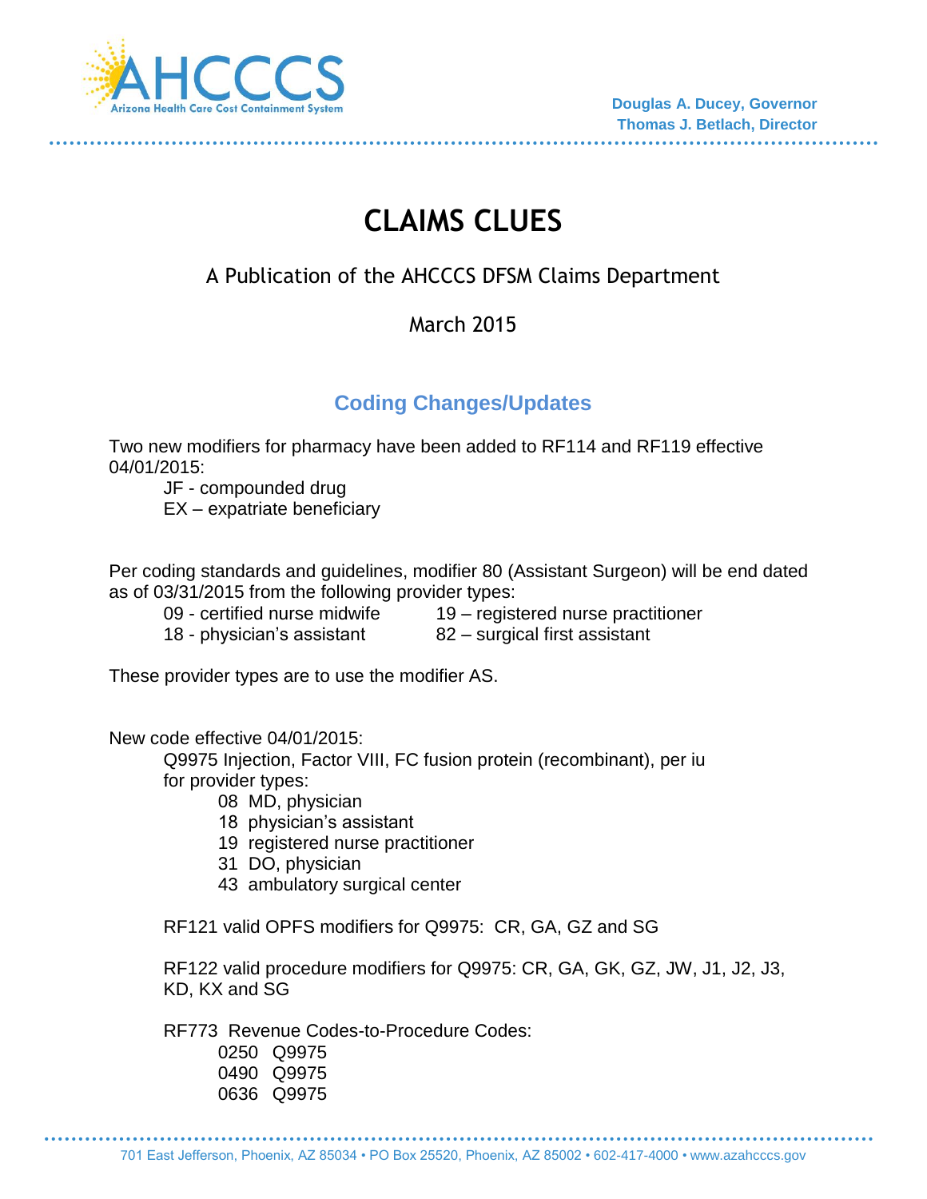AHCCCS
Arizona Health Care Cost Containment System

Douglas A. Ducey, Governor
Thomas J. Betlach, Director

# CLAIMS CLUES

A Publication of the AHCCCS DFSM Claims Department

March 2015

## Coding Changes/Updates

Two new modifiers for pharmacy have been added to RF114 and RF119 effective 04/01/2015:

- JF - compounded drug
- EX – expatriate beneficiary

Per coding standards and guidelines, modifier 80 (Assistant Surgeon) will be end dated as of 03/31/2015 from the following provider types:

- 09 - certified nurse midwife
- 18 - physician's assistant
- 19 – registered nurse practitioner
- 82 – surgical first assistant

These provider types are to use the modifier AS.

New code effective 04/01/2015:

Q9975 Injection, Factor VIII, FC fusion protein (recombinant), per iu for provider types:

- 08 MD, physician
- 18 physician's assistant
- 19 registered nurse practitioner
- 31 DO, physician
- 43 ambulatory surgical center

RF121 valid OPFS modifiers for Q9975: CR, GA, GZ and SG

RF122 valid procedure modifiers for Q9975: CR, GA, GK, GZ, JW, J1, J2, J3, KD, KX and SG

RF773 Revenue Codes-to-Procedure Codes:

- 0250 Q9975
- 0490 Q9975
- 0636 Q9975

701 East Jefferson, Phoenix, AZ 85034 • PO Box 25520, Phoenix, AZ 85002 • 602-417-4000 • www.azahcccs.gov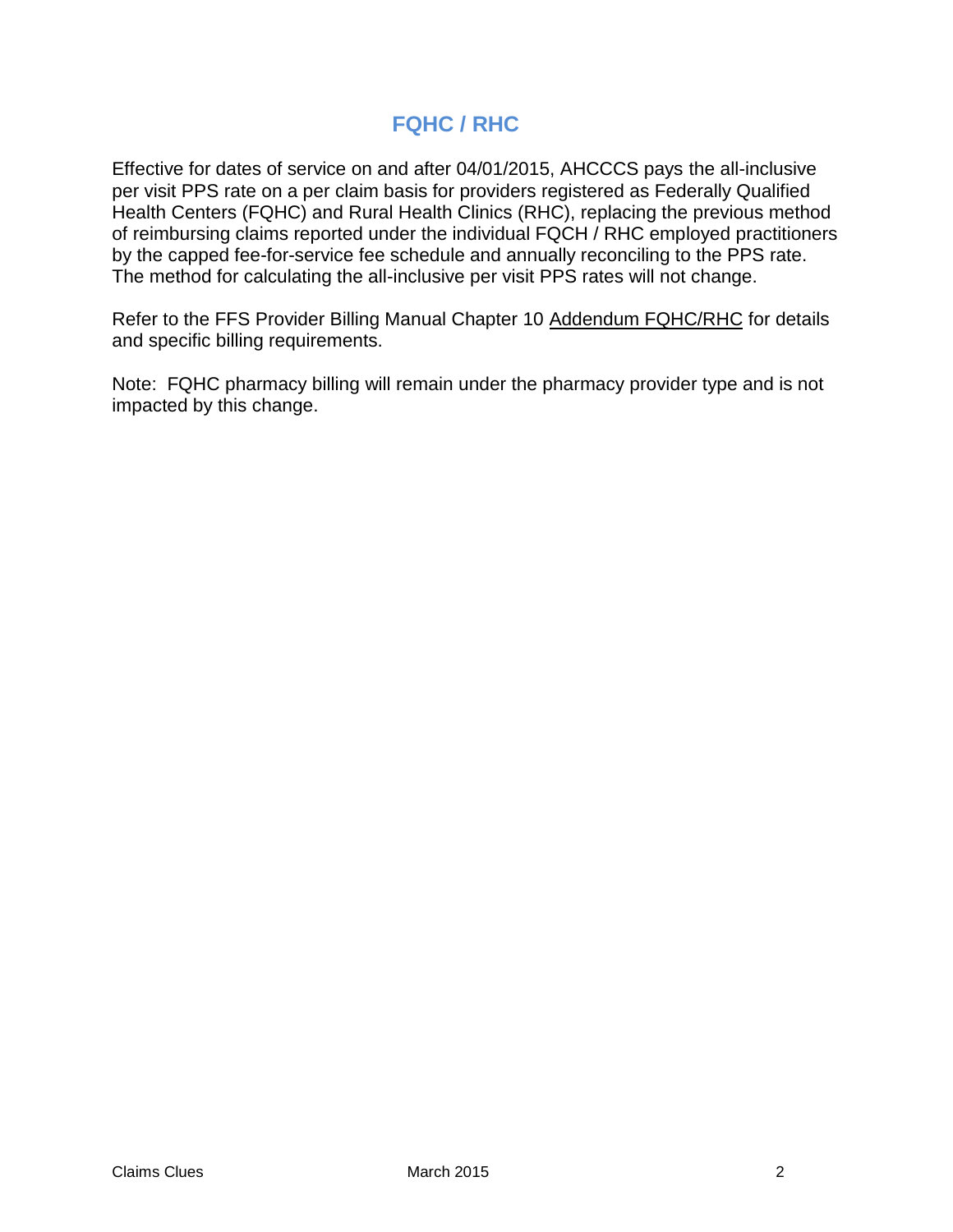# FQHC / RHC

Effective for dates of service on and after 04/01/2015, AHCCCS pays the all-inclusive per visit PPS rate on a per claim basis for providers registered as Federally Qualified Health Centers (FQHC) and Rural Health Clinics (RHC), replacing the previous method of reimbursing claims reported under the individual FQCH / RHC employed practitioners by the capped fee-for-service fee schedule and annually reconciling to the PPS rate. The method for calculating the all-inclusive per visit PPS rates will not change.

Refer to the FFS Provider Billing Manual Chapter 10 Addendum FQHC/RHC for details and specific billing requirements.

Note: FQHC pharmacy billing will remain under the pharmacy provider type and is not impacted by this change.